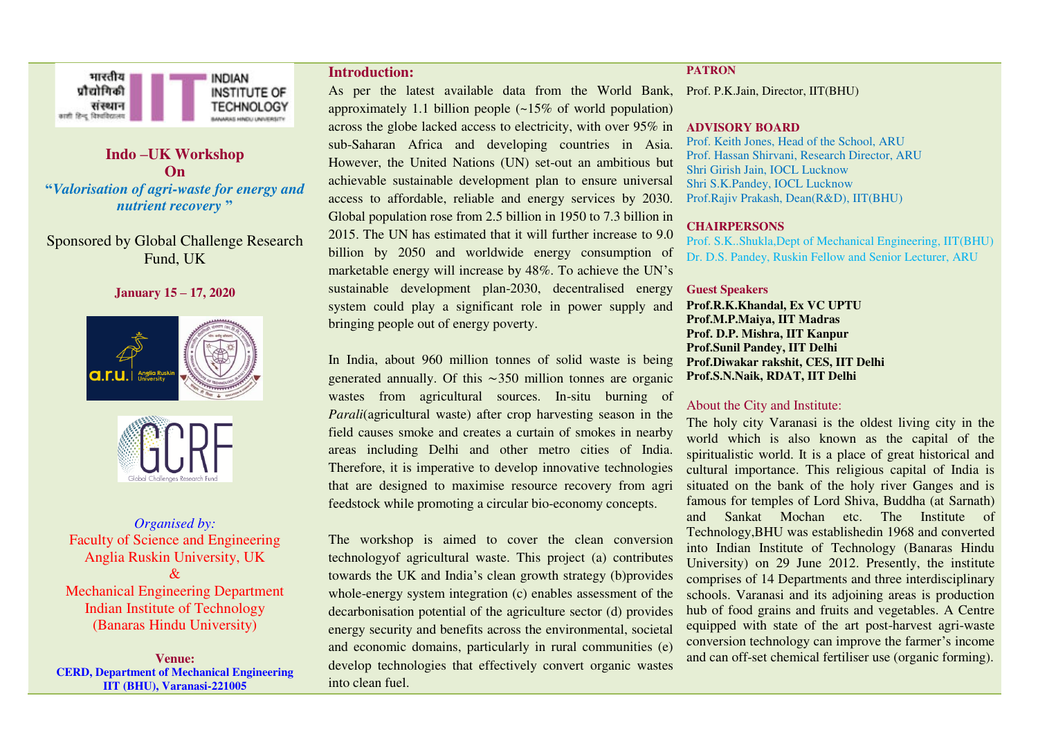# Indo –UK Workshop On

**"*Valorisation of agri-waste for energy and nutrient recovery* "**

Sponsored by Global Challenge Research Fund, UK

**January 15 – 17, 2020**

*Organised by:*

Faculty of Science and Engineering
Anglia Ruskin University, UK
&
Mechanical Engineering Department
Indian Institute of Technology
(Banaras Hindu University)

**Venue:**
**CERD, Department of Mechanical Engineering**
**IIT (BHU), Varanasi-221005**

## Introduction:

As per the latest available data from the World Bank, approximately 1.1 billion people (~15% of world population) across the globe lacked access to electricity, with over 95% in sub-Saharan Africa and developing countries in Asia. However, the United Nations (UN) set-out an ambitious but achievable sustainable development plan to ensure universal access to affordable, reliable and energy services by 2030. Global population rose from 2.5 billion in 1950 to 7.3 billion in 2015. The UN has estimated that it will further increase to 9.0 billion by 2050 and worldwide energy consumption of marketable energy will increase by 48%. To achieve the UN's sustainable development plan-2030, decentralised energy system could play a significant role in power supply and bringing people out of energy poverty.

In India, about 960 million tonnes of solid waste is being generated annually. Of this ∼350 million tonnes are organic wastes from agricultural sources. In-situ burning of *Parali*(agricultural waste) after crop harvesting season in the field causes smoke and creates a curtain of smokes in nearby areas including Delhi and other metro cities of India. Therefore, it is imperative to develop innovative technologies that are designed to maximise resource recovery from agri feedstock while promoting a circular bio-economy concepts.

The workshop is aimed to cover the clean conversion technologyof agricultural waste. This project (a) contributes towards the UK and India's clean growth strategy (b)provides whole-energy system integration (c) enables assessment of the decarbonisation potential of the agriculture sector (d) provides energy security and benefits across the environmental, societal and economic domains, particularly in rural communities (e) develop technologies that effectively convert organic wastes into clean fuel.

**PATRON**

Prof. P.K.Jain, Director, IIT(BHU)

**ADVISORY BOARD**

Prof. Keith Jones, Head of the School, ARU
Prof. Hassan Shirvani, Research Director, ARU
Shri Girish Jain, IOCL Lucknow
Shri S.K.Pandey, IOCL Lucknow
Prof.Rajiv Prakash, Dean(R&D), IIT(BHU)

**CHAIRPERSONS**

Prof. S.K..Shukla,Dept of Mechanical Engineering, IIT(BHU)
Dr. D.S. Pandey, Ruskin Fellow and Senior Lecturer, ARU

**Guest Speakers**

**Prof.R.K.Khandal, Ex VC UPTU**
**Prof.M.P.Maiya, IIT Madras**
**Prof. D.P. Mishra, IIT Kanpur**
**Prof.Sunil Pandey, IIT Delhi**
**Prof.Diwakar rakshit, CES, IIT Delhi**
**Prof.S.N.Naik, RDAT, IIT Delhi**

## About the City and Institute:

The holy city Varanasi is the oldest living city in the world which is also known as the capital of the spiritualistic world. It is a place of great historical and cultural importance. This religious capital of India is situated on the bank of the holy river Ganges and is famous for temples of Lord Shiva, Buddha (at Sarnath) and Sankat Mochan etc. The Institute of Technology,BHU was establishedin 1968 and converted into Indian Institute of Technology (Banaras Hindu University) on 29 June 2012. Presently, the institute comprises of 14 Departments and three interdisciplinary schools. Varanasi and its adjoining areas is production hub of food grains and fruits and vegetables. A Centre equipped with state of the art post-harvest agri-waste conversion technology can improve the farmer's income and can off-set chemical fertiliser use (organic forming).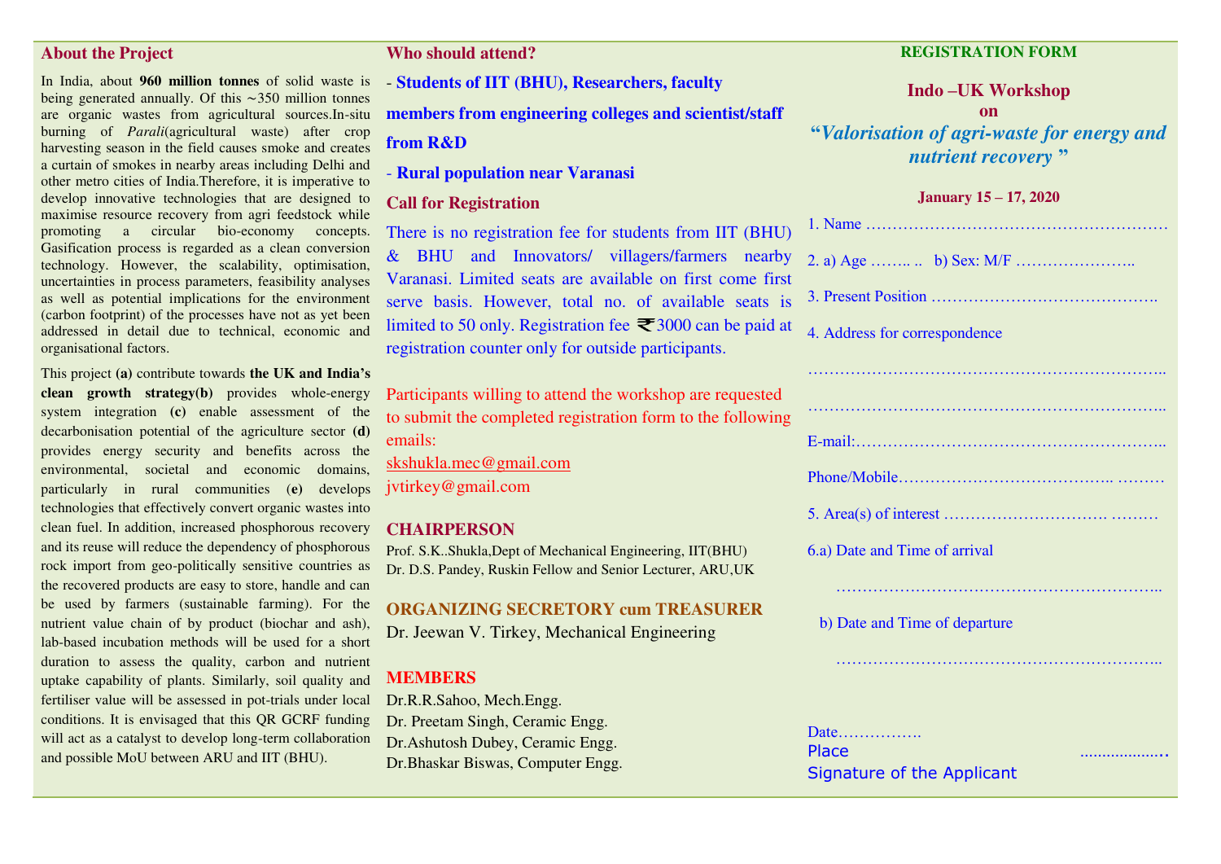## About the Project

In India, about **960 million tonnes** of solid waste is being generated annually. Of this ∼350 million tonnes are organic wastes from agricultural sources.In-situ burning of *Parali*(agricultural waste) after crop harvesting season in the field causes smoke and creates a curtain of smokes in nearby areas including Delhi and other metro cities of India.Therefore, it is imperative to develop innovative technologies that are designed to maximise resource recovery from agri feedstock while promoting a circular bio-economy concepts. Gasification process is regarded as a clean conversion technology. However, the scalability, optimisation, uncertainties in process parameters, feasibility analyses as well as potential implications for the environment (carbon footprint) of the processes have not as yet been addressed in detail due to technical, economic and organisational factors.

This project **(a)** contribute towards **the UK and India's clean growth strategy(b)** provides whole-energy system integration **(c)** enable assessment of the decarbonisation potential of the agriculture sector **(d)** provides energy security and benefits across the environmental, societal and economic domains, particularly in rural communities (**e**) develops technologies that effectively convert organic wastes into clean fuel. In addition, increased phosphorous recovery and its reuse will reduce the dependency of phosphorous rock import from geo-politically sensitive countries as the recovered products are easy to store, handle and can be used by farmers (sustainable farming). For the nutrient value chain of by product (biochar and ash), lab-based incubation methods will be used for a short duration to assess the quality, carbon and nutrient uptake capability of plants. Similarly, soil quality and fertiliser value will be assessed in pot-trials under local conditions. It is envisaged that this QR GCRF funding will act as a catalyst to develop long-term collaboration and possible MoU between ARU and IIT (BHU).

## Who should attend?

- **Students of IIT (BHU), Researchers, faculty members from engineering colleges and scientist/staff from R&D**
- **Rural population near Varanasi**

## Call for Registration

There is no registration fee for students from IIT (BHU) & BHU and Innovators/ villagers/farmers nearby Varanasi. Limited seats are available on first come first serve basis. However, total no. of available seats is limited to 50 only. Registration fee ₹3000 can be paid at registration counter only for outside participants.

Participants willing to attend the workshop are requested to submit the completed registration form to the following emails:
skshukla.mec@gmail.com
jvtirkey@gmail.com

## CHAIRPERSON

Prof. S.K..Shukla,Dept of Mechanical Engineering, IIT(BHU)
Dr. D.S. Pandey, Ruskin Fellow and Senior Lecturer, ARU,UK

## ORGANIZING SECRETORY cum TREASURER

Dr. Jeewan V. Tirkey, Mechanical Engineering

## MEMBERS

Dr.R.R.Sahoo, Mech.Engg.
Dr. Preetam Singh, Ceramic Engg.
Dr.Ashutosh Dubey, Ceramic Engg.
Dr.Bhaskar Biswas, Computer Engg.

## REGISTRATION FORM

**Indo –UK Workshop**
**on**
***"Valorisation of agri-waste for energy and nutrient recovery "***

**January 15 – 17, 2020**

1. Name ………………………………………………

2. a) Age …….. ..  b) Sex: M/F …………………..

3. Present Position ………………………………….

4. Address for correspondence

…………………………………………………………..

…………………………………………………………..

E-mail:…………………………………………………..

Phone/Mobile……………………………….. ………

5. Area(s) of interest ………………………. ………

6.a) Date and Time of arrival

……………………………………………………..

b) Date and Time of departure

……………………………………………………..

Date…………….
Place ..................
Signature of the Applicant